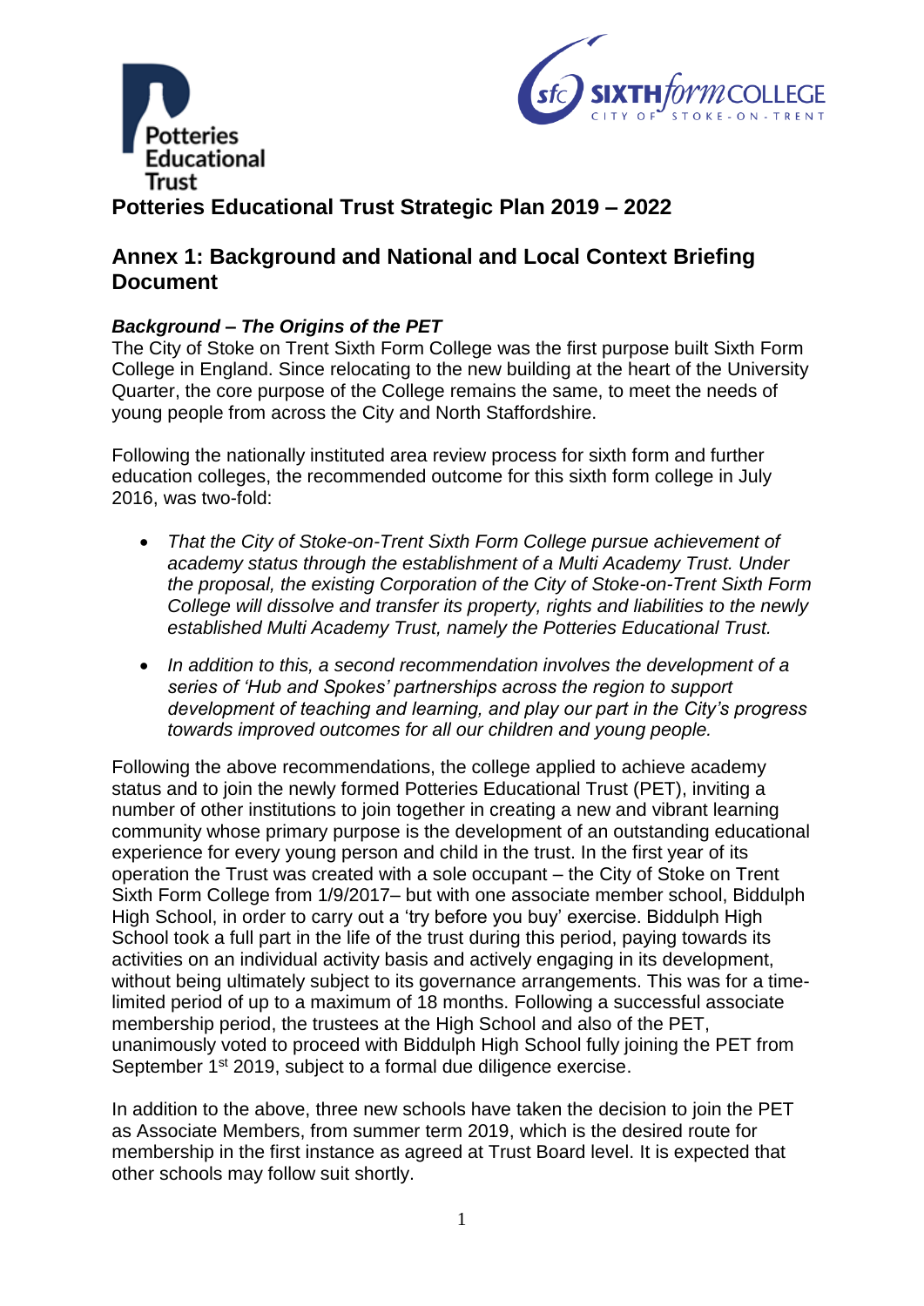# Potteries Educational Trust Strategic Plan 2019 – 2022

## Annex 1: Background and National and Local Context Briefing Document

### *Background – The Origins of the PET*

The City of Stoke on Trent Sixth Form College was the first purpose built Sixth Form College in England. Since relocating to the new building at the heart of the University Quarter, the core purpose of the College remains the same, to meet the needs of young people from across the City and North Staffordshire.

Following the nationally instituted area review process for sixth form and further education colleges, the recommended outcome for this sixth form college in July 2016, was two-fold:

- *That the City of Stoke-on-Trent Sixth Form College pursue achievement of academy status through the establishment of a Multi Academy Trust. Under the proposal, the existing Corporation of the City of Stoke-on-Trent Sixth Form College will dissolve and transfer its property, rights and liabilities to the newly established Multi Academy Trust, namely the Potteries Educational Trust.*
- *In addition to this, a second recommendation involves the development of a series of 'Hub and Spokes' partnerships across the region to support development of teaching and learning, and play our part in the City's progress towards improved outcomes for all our children and young people.*

Following the above recommendations, the college applied to achieve academy status and to join the newly formed Potteries Educational Trust (PET), inviting a number of other institutions to join together in creating a new and vibrant learning community whose primary purpose is the development of an outstanding educational experience for every young person and child in the trust. In the first year of its operation the Trust was created with a sole occupant – the City of Stoke on Trent Sixth Form College from 1/9/2017– but with one associate member school, Biddulph High School, in order to carry out a 'try before you buy' exercise. Biddulph High School took a full part in the life of the trust during this period, paying towards its activities on an individual activity basis and actively engaging in its development, without being ultimately subject to its governance arrangements. This was for a time-limited period of up to a maximum of 18 months. Following a successful associate membership period, the trustees at the High School and also of the PET, unanimously voted to proceed with Biddulph High School fully joining the PET from September 1st 2019, subject to a formal due diligence exercise.

In addition to the above, three new schools have taken the decision to join the PET as Associate Members, from summer term 2019, which is the desired route for membership in the first instance as agreed at Trust Board level. It is expected that other schools may follow suit shortly.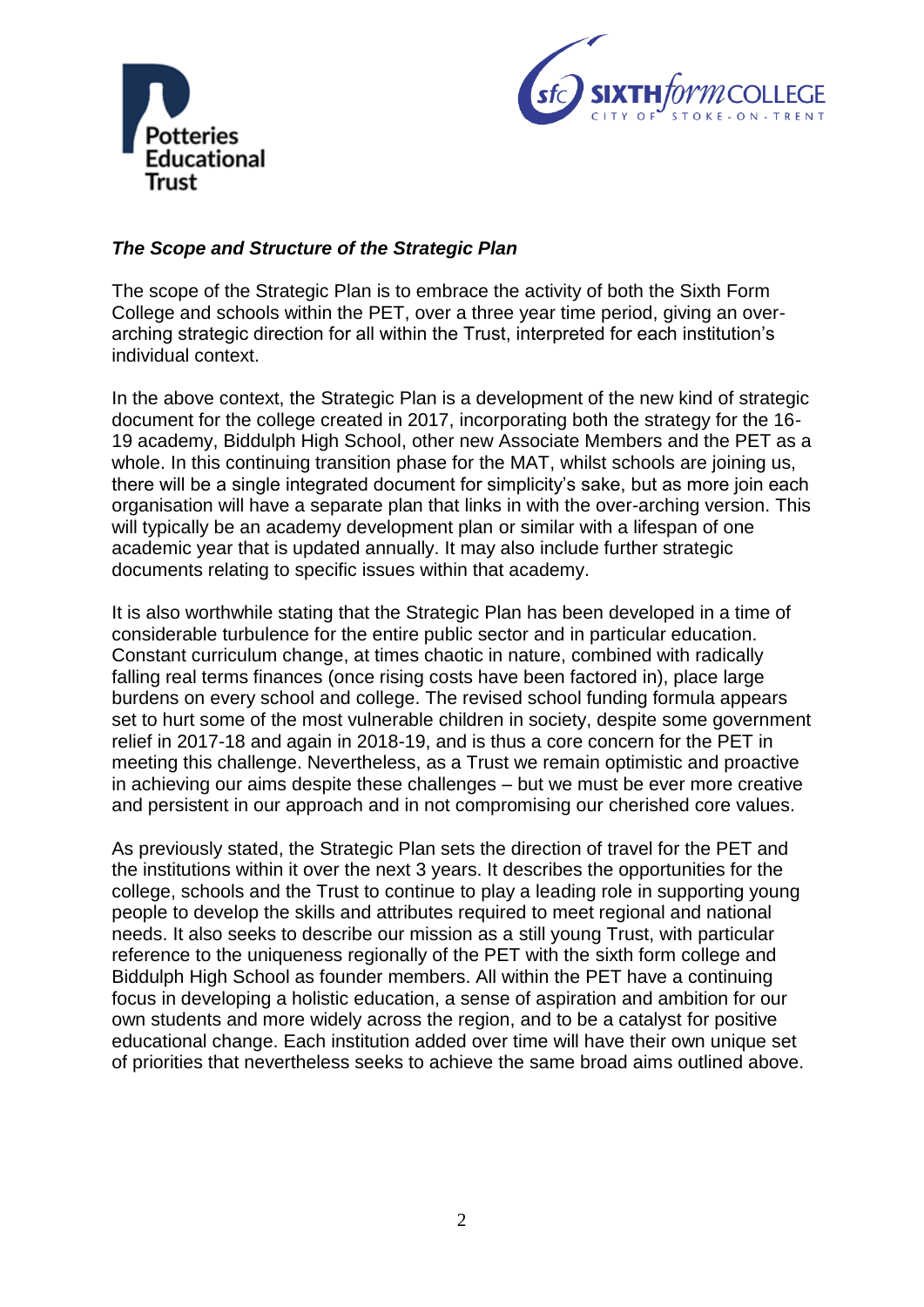***The Scope and Structure of the Strategic Plan***

The scope of the Strategic Plan is to embrace the activity of both the Sixth Form College and schools within the PET, over a three year time period, giving an over-arching strategic direction for all within the Trust, interpreted for each institution's individual context.

In the above context, the Strategic Plan is a development of the new kind of strategic document for the college created in 2017, incorporating both the strategy for the 16-19 academy, Biddulph High School, other new Associate Members and the PET as a whole. In this continuing transition phase for the MAT, whilst schools are joining us, there will be a single integrated document for simplicity's sake, but as more join each organisation will have a separate plan that links in with the over-arching version. This will typically be an academy development plan or similar with a lifespan of one academic year that is updated annually. It may also include further strategic documents relating to specific issues within that academy.

It is also worthwhile stating that the Strategic Plan has been developed in a time of considerable turbulence for the entire public sector and in particular education. Constant curriculum change, at times chaotic in nature, combined with radically falling real terms finances (once rising costs have been factored in), place large burdens on every school and college. The revised school funding formula appears set to hurt some of the most vulnerable children in society, despite some government relief in 2017-18 and again in 2018-19, and is thus a core concern for the PET in meeting this challenge. Nevertheless, as a Trust we remain optimistic and proactive in achieving our aims despite these challenges – but we must be ever more creative and persistent in our approach and in not compromising our cherished core values.

As previously stated, the Strategic Plan sets the direction of travel for the PET and the institutions within it over the next 3 years. It describes the opportunities for the college, schools and the Trust to continue to play a leading role in supporting young people to develop the skills and attributes required to meet regional and national needs. It also seeks to describe our mission as a still young Trust, with particular reference to the uniqueness regionally of the PET with the sixth form college and Biddulph High School as founder members. All within the PET have a continuing focus in developing a holistic education, a sense of aspiration and ambition for our own students and more widely across the region, and to be a catalyst for positive educational change. Each institution added over time will have their own unique set of priorities that nevertheless seeks to achieve the same broad aims outlined above.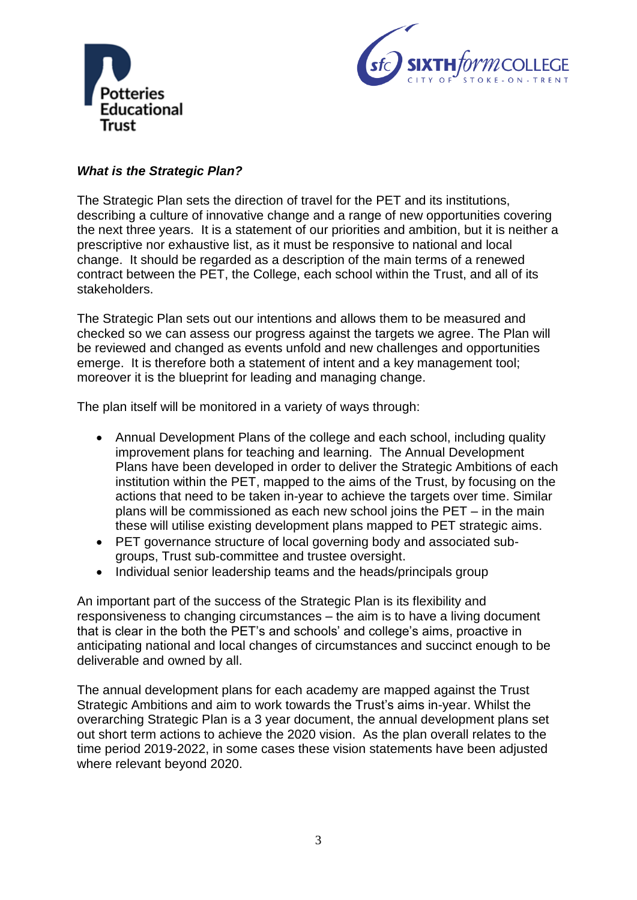***What is the Strategic Plan?***

The Strategic Plan sets the direction of travel for the PET and its institutions, describing a culture of innovative change and a range of new opportunities covering the next three years. It is a statement of our priorities and ambition, but it is neither a prescriptive nor exhaustive list, as it must be responsive to national and local change. It should be regarded as a description of the main terms of a renewed contract between the PET, the College, each school within the Trust, and all of its stakeholders.

The Strategic Plan sets out our intentions and allows them to be measured and checked so we can assess our progress against the targets we agree. The Plan will be reviewed and changed as events unfold and new challenges and opportunities emerge. It is therefore both a statement of intent and a key management tool; moreover it is the blueprint for leading and managing change.

The plan itself will be monitored in a variety of ways through:

- Annual Development Plans of the college and each school, including quality improvement plans for teaching and learning. The Annual Development Plans have been developed in order to deliver the Strategic Ambitions of each institution within the PET, mapped to the aims of the Trust, by focusing on the actions that need to be taken in-year to achieve the targets over time. Similar plans will be commissioned as each new school joins the PET – in the main these will utilise existing development plans mapped to PET strategic aims.
- PET governance structure of local governing body and associated sub-groups, Trust sub-committee and trustee oversight.
- Individual senior leadership teams and the heads/principals group

An important part of the success of the Strategic Plan is its flexibility and responsiveness to changing circumstances – the aim is to have a living document that is clear in the both the PET's and schools' and college's aims, proactive in anticipating national and local changes of circumstances and succinct enough to be deliverable and owned by all.

The annual development plans for each academy are mapped against the Trust Strategic Ambitions and aim to work towards the Trust's aims in-year. Whilst the overarching Strategic Plan is a 3 year document, the annual development plans set out short term actions to achieve the 2020 vision. As the plan overall relates to the time period 2019-2022, in some cases these vision statements have been adjusted where relevant beyond 2020.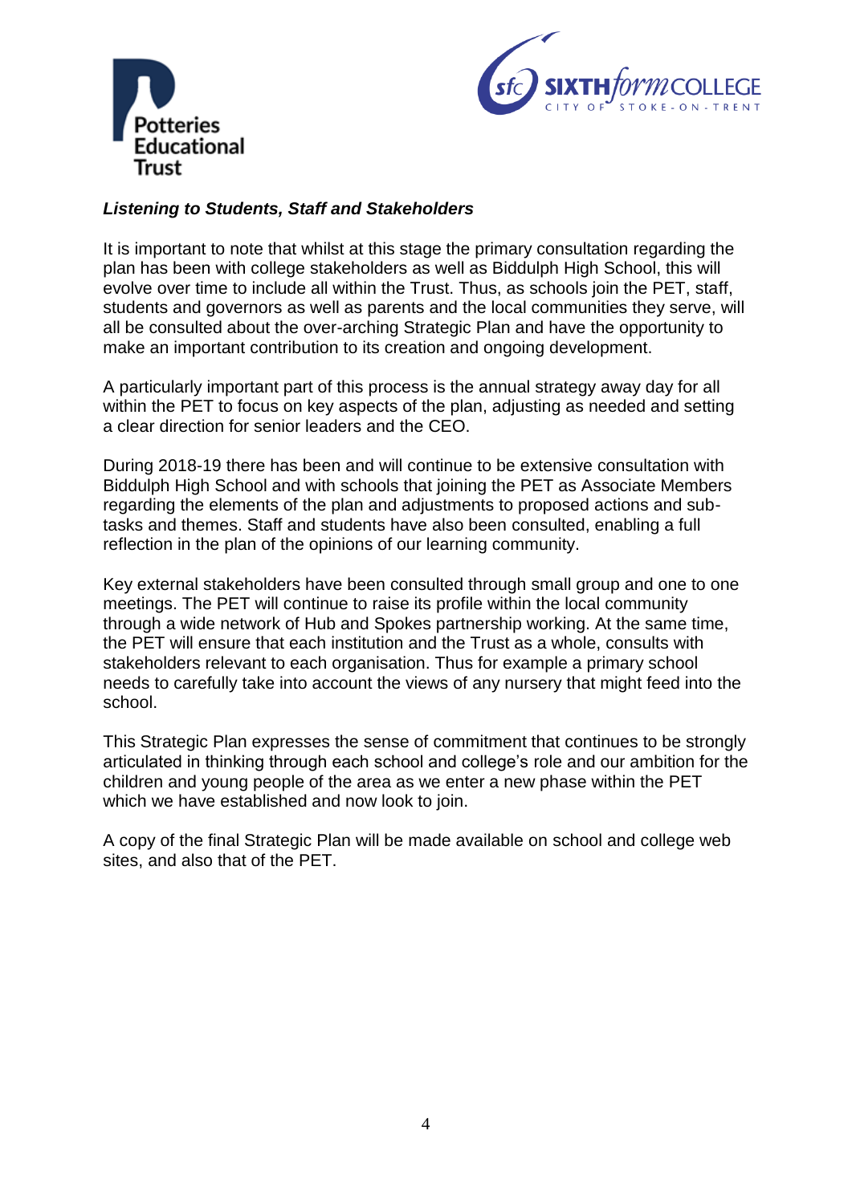***Listening to Students, Staff and Stakeholders***

It is important to note that whilst at this stage the primary consultation regarding the plan has been with college stakeholders as well as Biddulph High School, this will evolve over time to include all within the Trust. Thus, as schools join the PET, staff, students and governors as well as parents and the local communities they serve, will all be consulted about the over-arching Strategic Plan and have the opportunity to make an important contribution to its creation and ongoing development.

A particularly important part of this process is the annual strategy away day for all within the PET to focus on key aspects of the plan, adjusting as needed and setting a clear direction for senior leaders and the CEO.

During 2018-19 there has been and will continue to be extensive consultation with Biddulph High School and with schools that joining the PET as Associate Members regarding the elements of the plan and adjustments to proposed actions and sub-tasks and themes. Staff and students have also been consulted, enabling a full reflection in the plan of the opinions of our learning community.

Key external stakeholders have been consulted through small group and one to one meetings. The PET will continue to raise its profile within the local community through a wide network of Hub and Spokes partnership working. At the same time, the PET will ensure that each institution and the Trust as a whole, consults with stakeholders relevant to each organisation. Thus for example a primary school needs to carefully take into account the views of any nursery that might feed into the school.

This Strategic Plan expresses the sense of commitment that continues to be strongly articulated in thinking through each school and college's role and our ambition for the children and young people of the area as we enter a new phase within the PET which we have established and now look to join.

A copy of the final Strategic Plan will be made available on school and college web sites, and also that of the PET.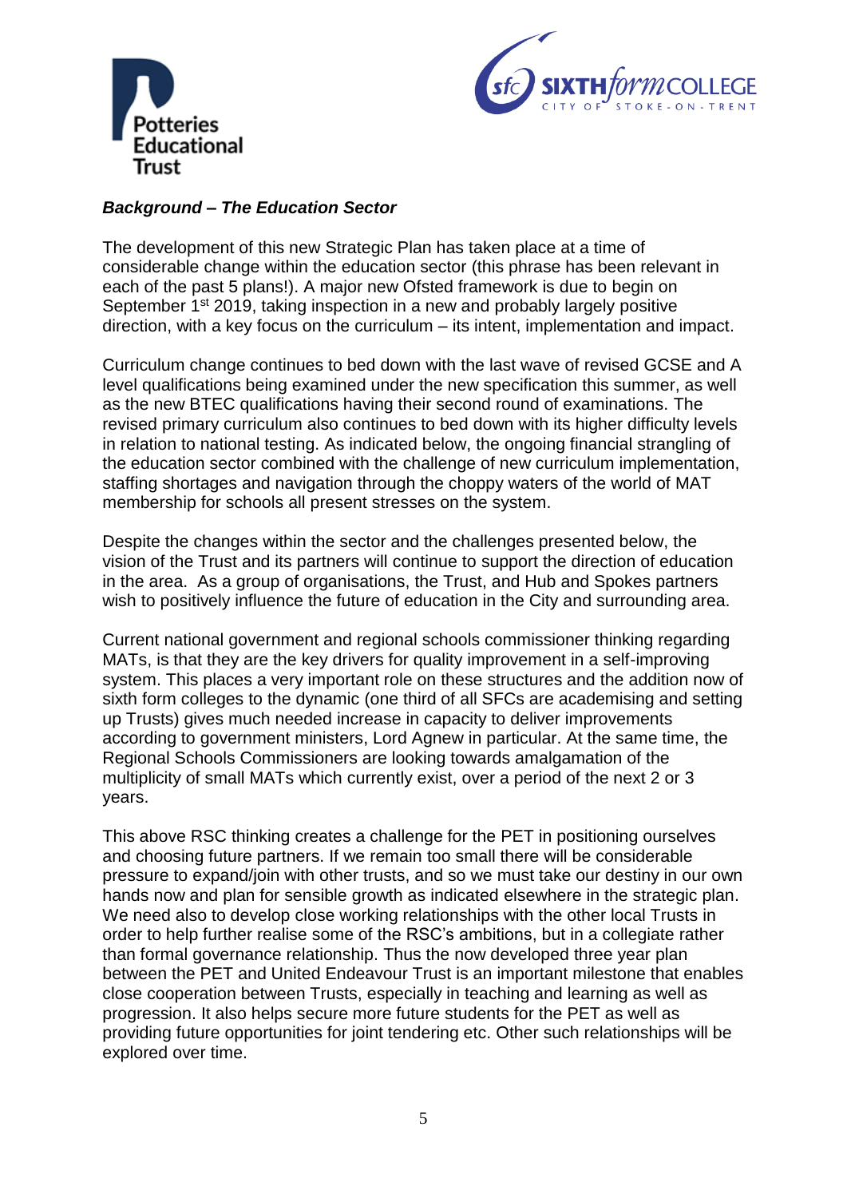***Background – The Education Sector***

The development of this new Strategic Plan has taken place at a time of considerable change within the education sector (this phrase has been relevant in each of the past 5 plans!). A major new Ofsted framework is due to begin on September 1st 2019, taking inspection in a new and probably largely positive direction, with a key focus on the curriculum – its intent, implementation and impact.

Curriculum change continues to bed down with the last wave of revised GCSE and A level qualifications being examined under the new specification this summer, as well as the new BTEC qualifications having their second round of examinations. The revised primary curriculum also continues to bed down with its higher difficulty levels in relation to national testing. As indicated below, the ongoing financial strangling of the education sector combined with the challenge of new curriculum implementation, staffing shortages and navigation through the choppy waters of the world of MAT membership for schools all present stresses on the system.

Despite the changes within the sector and the challenges presented below, the vision of the Trust and its partners will continue to support the direction of education in the area. As a group of organisations, the Trust, and Hub and Spokes partners wish to positively influence the future of education in the City and surrounding area.

Current national government and regional schools commissioner thinking regarding MATs, is that they are the key drivers for quality improvement in a self-improving system. This places a very important role on these structures and the addition now of sixth form colleges to the dynamic (one third of all SFCs are academising and setting up Trusts) gives much needed increase in capacity to deliver improvements according to government ministers, Lord Agnew in particular. At the same time, the Regional Schools Commissioners are looking towards amalgamation of the multiplicity of small MATs which currently exist, over a period of the next 2 or 3 years.

This above RSC thinking creates a challenge for the PET in positioning ourselves and choosing future partners. If we remain too small there will be considerable pressure to expand/join with other trusts, and so we must take our destiny in our own hands now and plan for sensible growth as indicated elsewhere in the strategic plan. We need also to develop close working relationships with the other local Trusts in order to help further realise some of the RSC's ambitions, but in a collegiate rather than formal governance relationship. Thus the now developed three year plan between the PET and United Endeavour Trust is an important milestone that enables close cooperation between Trusts, especially in teaching and learning as well as progression. It also helps secure more future students for the PET as well as providing future opportunities for joint tendering etc. Other such relationships will be explored over time.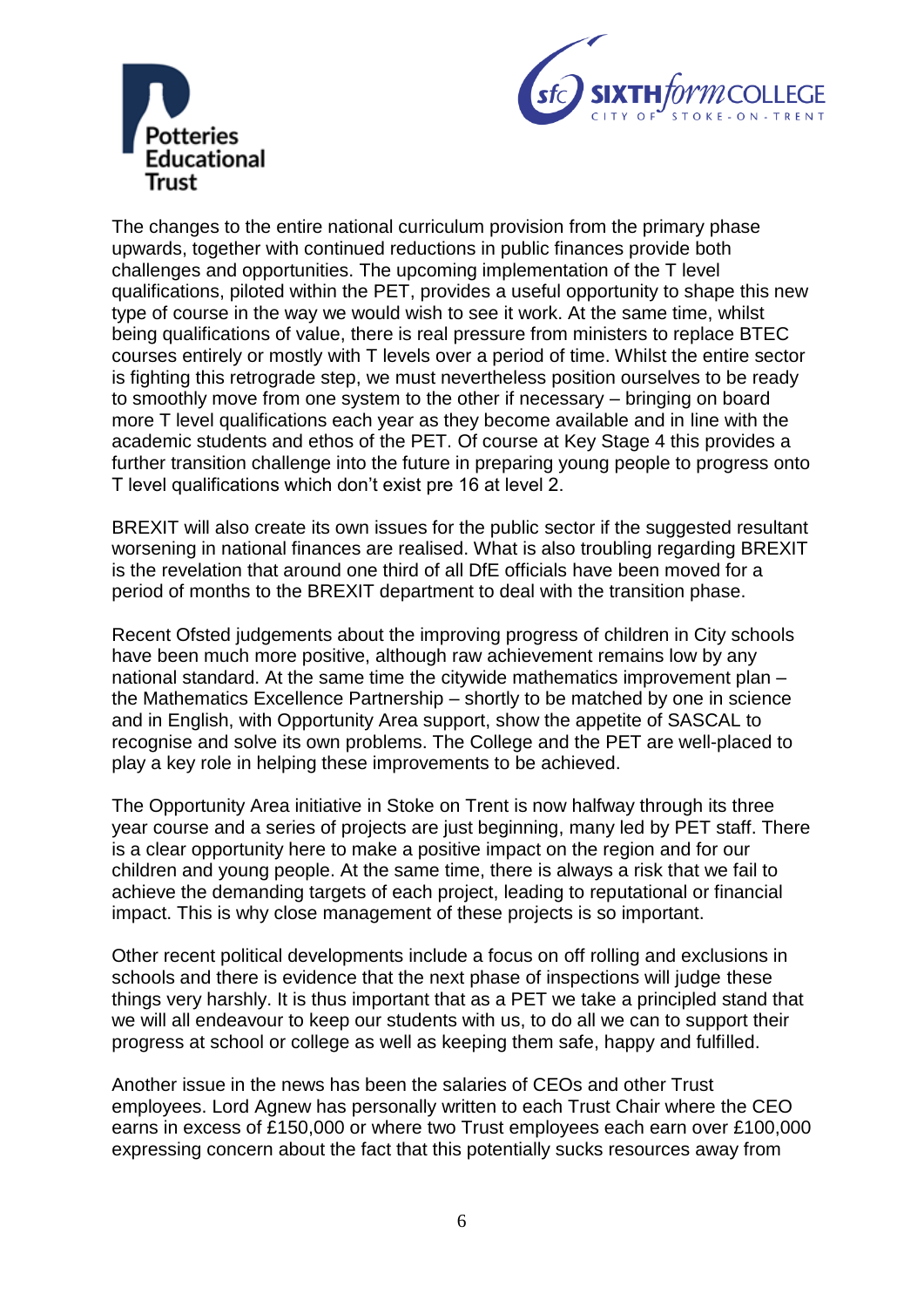The changes to the entire national curriculum provision from the primary phase upwards, together with continued reductions in public finances provide both challenges and opportunities. The upcoming implementation of the T level qualifications, piloted within the PET, provides a useful opportunity to shape this new type of course in the way we would wish to see it work. At the same time, whilst being qualifications of value, there is real pressure from ministers to replace BTEC courses entirely or mostly with T levels over a period of time. Whilst the entire sector is fighting this retrograde step, we must nevertheless position ourselves to be ready to smoothly move from one system to the other if necessary – bringing on board more T level qualifications each year as they become available and in line with the academic students and ethos of the PET. Of course at Key Stage 4 this provides a further transition challenge into the future in preparing young people to progress onto T level qualifications which don't exist pre 16 at level 2.

BREXIT will also create its own issues for the public sector if the suggested resultant worsening in national finances are realised. What is also troubling regarding BREXIT is the revelation that around one third of all DfE officials have been moved for a period of months to the BREXIT department to deal with the transition phase.

Recent Ofsted judgements about the improving progress of children in City schools have been much more positive, although raw achievement remains low by any national standard. At the same time the citywide mathematics improvement plan – the Mathematics Excellence Partnership – shortly to be matched by one in science and in English, with Opportunity Area support, show the appetite of SASCAL to recognise and solve its own problems. The College and the PET are well-placed to play a key role in helping these improvements to be achieved.

The Opportunity Area initiative in Stoke on Trent is now halfway through its three year course and a series of projects are just beginning, many led by PET staff. There is a clear opportunity here to make a positive impact on the region and for our children and young people. At the same time, there is always a risk that we fail to achieve the demanding targets of each project, leading to reputational or financial impact. This is why close management of these projects is so important.

Other recent political developments include a focus on off rolling and exclusions in schools and there is evidence that the next phase of inspections will judge these things very harshly. It is thus important that as a PET we take a principled stand that we will all endeavour to keep our students with us, to do all we can to support their progress at school or college as well as keeping them safe, happy and fulfilled.

Another issue in the news has been the salaries of CEOs and other Trust employees. Lord Agnew has personally written to each Trust Chair where the CEO earns in excess of £150,000 or where two Trust employees each earn over £100,000 expressing concern about the fact that this potentially sucks resources away from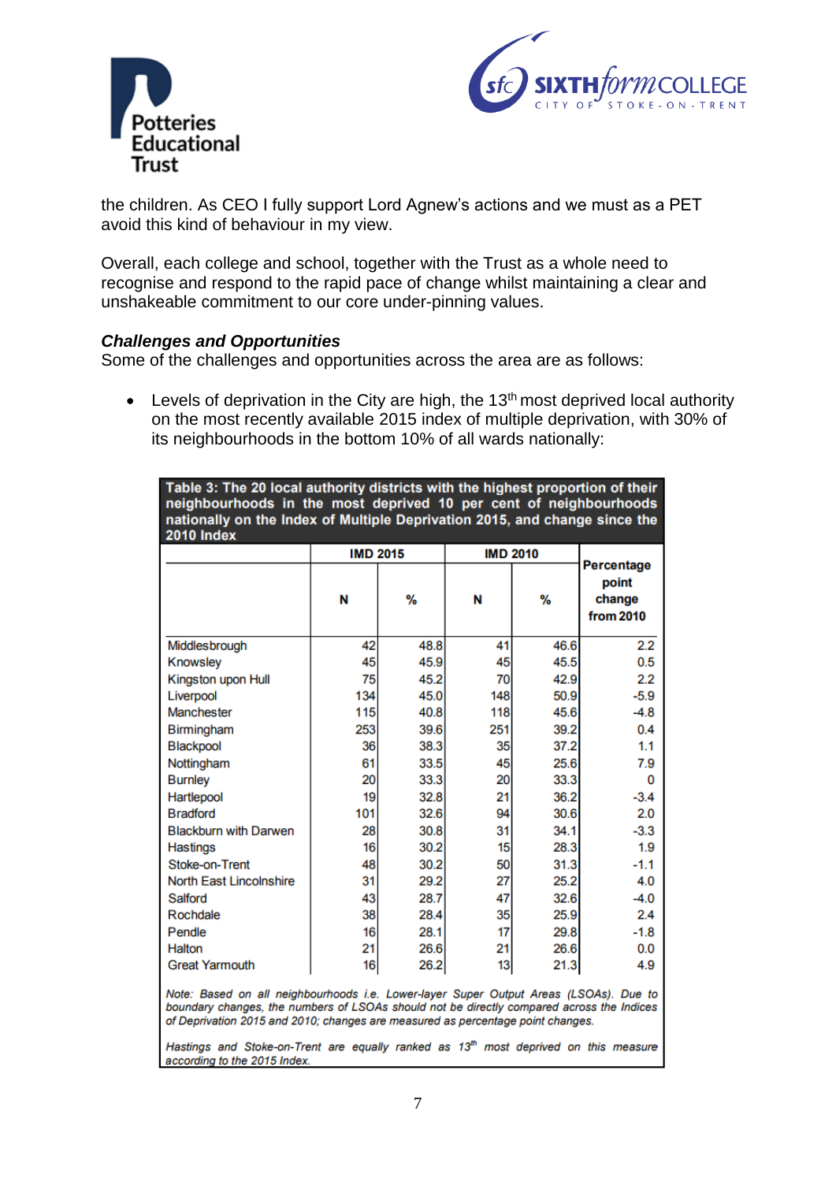the children. As CEO I fully support Lord Agnew's actions and we must as a PET avoid this kind of behaviour in my view.

Overall, each college and school, together with the Trust as a whole need to recognise and respond to the rapid pace of change whilst maintaining a clear and unshakeable commitment to our core under-pinning values.

***Challenges and Opportunities***

Some of the challenges and opportunities across the area are as follows:

- Levels of deprivation in the City are high, the 13th most deprived local authority on the most recently available 2015 index of multiple deprivation, with 30% of its neighbourhoods in the bottom 10% of all wards nationally:

**Table 3: The 20 local authority districts with the highest proportion of their neighbourhoods in the most deprived 10 per cent of neighbourhoods nationally on the Index of Multiple Deprivation 2015, and change since the 2010 Index**

| | IMD 2015 | | IMD 2010 | | Percentage point change from 2010 |
|---|---|---|---|---|---|
| | N | % | N | % | |
| Middlesbrough | 42 | 48.8 | 41 | 46.6 | 2.2 |
| Knowsley | 45 | 45.9 | 45 | 45.5 | 0.5 |
| Kingston upon Hull | 75 | 45.2 | 70 | 42.9 | 2.2 |
| Liverpool | 134 | 45.0 | 148 | 50.9 | -5.9 |
| Manchester | 115 | 40.8 | 118 | 45.6 | -4.8 |
| Birmingham | 253 | 39.6 | 251 | 39.2 | 0.4 |
| Blackpool | 36 | 38.3 | 35 | 37.2 | 1.1 |
| Nottingham | 61 | 33.5 | 45 | 25.6 | 7.9 |
| Burnley | 20 | 33.3 | 20 | 33.3 | 0 |
| Hartlepool | 19 | 32.8 | 21 | 36.2 | -3.4 |
| Bradford | 101 | 32.6 | 94 | 30.6 | 2.0 |
| Blackburn with Darwen | 28 | 30.8 | 31 | 34.1 | -3.3 |
| Hastings | 16 | 30.2 | 15 | 28.3 | 1.9 |
| Stoke-on-Trent | 48 | 30.2 | 50 | 31.3 | -1.1 |
| North East Lincolnshire | 31 | 29.2 | 27 | 25.2 | 4.0 |
| Salford | 43 | 28.7 | 47 | 32.6 | -4.0 |
| Rochdale | 38 | 28.4 | 35 | 25.9 | 2.4 |
| Pendle | 16 | 28.1 | 17 | 29.8 | -1.8 |
| Halton | 21 | 26.6 | 21 | 26.6 | 0.0 |
| Great Yarmouth | 16 | 26.2 | 13 | 21.3 | 4.9 |

*Note: Based on all neighbourhoods i.e. Lower-layer Super Output Areas (LSOAs). Due to boundary changes, the numbers of LSOAs should not be directly compared across the Indices of Deprivation 2015 and 2010; changes are measured as percentage point changes.*

*Hastings and Stoke-on-Trent are equally ranked as 13th most deprived on this measure according to the 2015 Index.*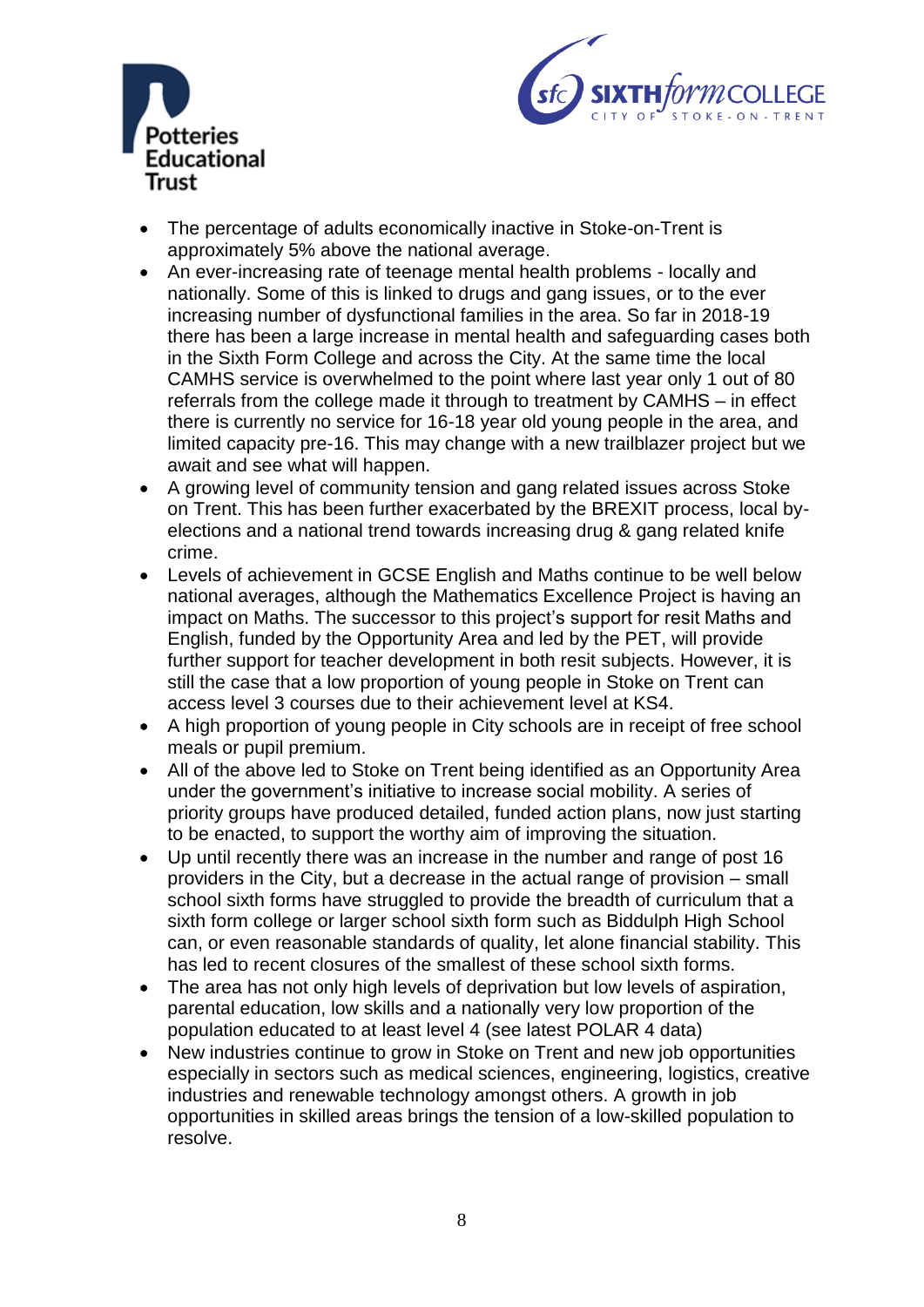- The percentage of adults economically inactive in Stoke-on-Trent is approximately 5% above the national average.
- An ever-increasing rate of teenage mental health problems - locally and nationally. Some of this is linked to drugs and gang issues, or to the ever increasing number of dysfunctional families in the area. So far in 2018-19 there has been a large increase in mental health and safeguarding cases both in the Sixth Form College and across the City. At the same time the local CAMHS service is overwhelmed to the point where last year only 1 out of 80 referrals from the college made it through to treatment by CAMHS – in effect there is currently no service for 16-18 year old young people in the area, and limited capacity pre-16. This may change with a new trailblazer project but we await and see what will happen.
- A growing level of community tension and gang related issues across Stoke on Trent. This has been further exacerbated by the BREXIT process, local by-elections and a national trend towards increasing drug & gang related knife crime.
- Levels of achievement in GCSE English and Maths continue to be well below national averages, although the Mathematics Excellence Project is having an impact on Maths. The successor to this project's support for resit Maths and English, funded by the Opportunity Area and led by the PET, will provide further support for teacher development in both resit subjects. However, it is still the case that a low proportion of young people in Stoke on Trent can access level 3 courses due to their achievement level at KS4.
- A high proportion of young people in City schools are in receipt of free school meals or pupil premium.
- All of the above led to Stoke on Trent being identified as an Opportunity Area under the government's initiative to increase social mobility. A series of priority groups have produced detailed, funded action plans, now just starting to be enacted, to support the worthy aim of improving the situation.
- Up until recently there was an increase in the number and range of post 16 providers in the City, but a decrease in the actual range of provision – small school sixth forms have struggled to provide the breadth of curriculum that a sixth form college or larger school sixth form such as Biddulph High School can, or even reasonable standards of quality, let alone financial stability. This has led to recent closures of the smallest of these school sixth forms.
- The area has not only high levels of deprivation but low levels of aspiration, parental education, low skills and a nationally very low proportion of the population educated to at least level 4 (see latest POLAR 4 data)
- New industries continue to grow in Stoke on Trent and new job opportunities especially in sectors such as medical sciences, engineering, logistics, creative industries and renewable technology amongst others. A growth in job opportunities in skilled areas brings the tension of a low-skilled population to resolve.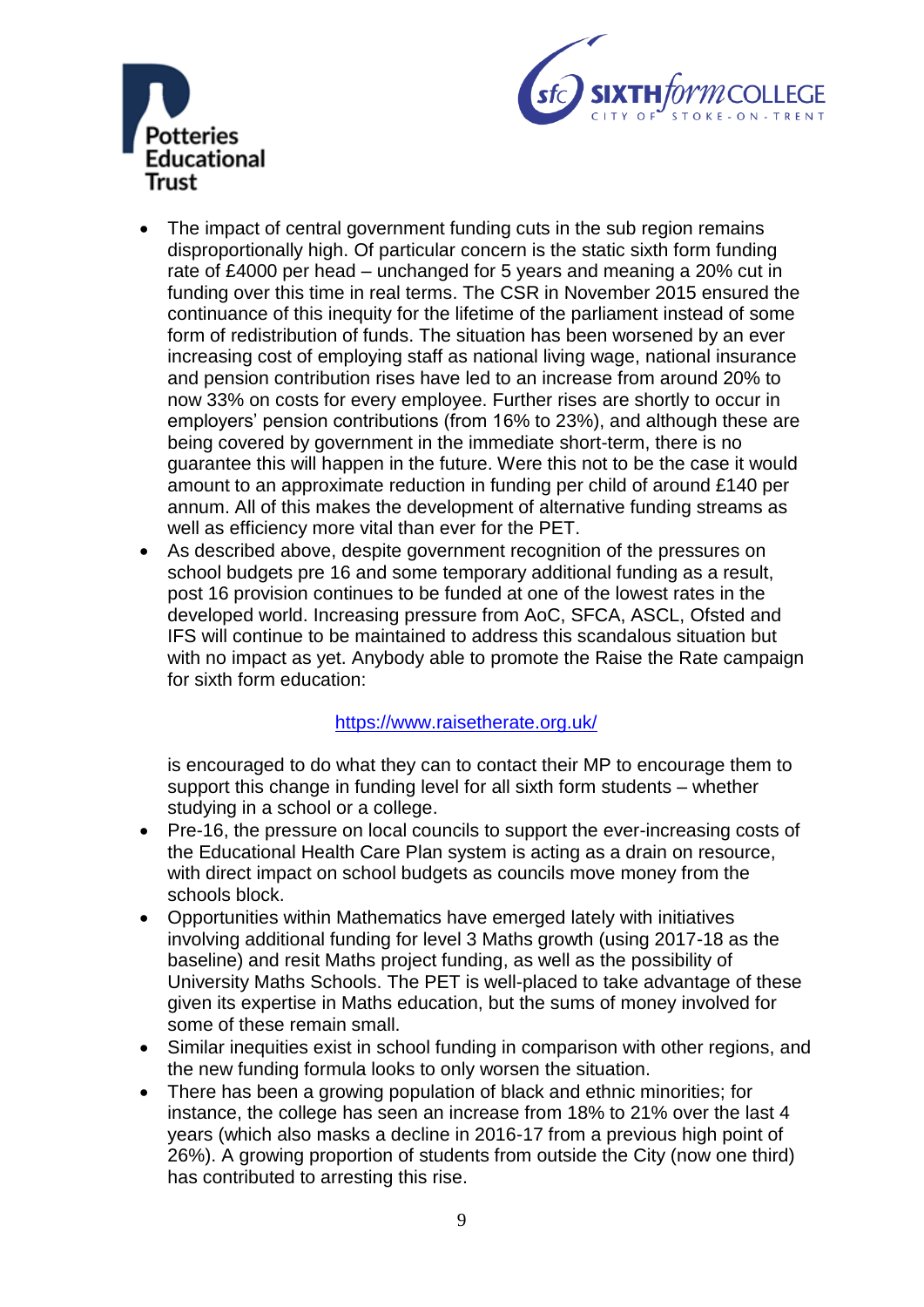- The impact of central government funding cuts in the sub region remains disproportionally high. Of particular concern is the static sixth form funding rate of £4000 per head – unchanged for 5 years and meaning a 20% cut in funding over this time in real terms. The CSR in November 2015 ensured the continuance of this inequity for the lifetime of the parliament instead of some form of redistribution of funds. The situation has been worsened by an ever increasing cost of employing staff as national living wage, national insurance and pension contribution rises have led to an increase from around 20% to now 33% on costs for every employee. Further rises are shortly to occur in employers' pension contributions (from 16% to 23%), and although these are being covered by government in the immediate short-term, there is no guarantee this will happen in the future. Were this not to be the case it would amount to an approximate reduction in funding per child of around £140 per annum. All of this makes the development of alternative funding streams as well as efficiency more vital than ever for the PET.
- As described above, despite government recognition of the pressures on school budgets pre 16 and some temporary additional funding as a result, post 16 provision continues to be funded at one of the lowest rates in the developed world. Increasing pressure from AoC, SFCA, ASCL, Ofsted and IFS will continue to be maintained to address this scandalous situation but with no impact as yet. Anybody able to promote the Raise the Rate campaign for sixth form education:

  https://www.raisetherate.org.uk/

  is encouraged to do what they can to contact their MP to encourage them to support this change in funding level for all sixth form students – whether studying in a school or a college.
- Pre-16, the pressure on local councils to support the ever-increasing costs of the Educational Health Care Plan system is acting as a drain on resource, with direct impact on school budgets as councils move money from the schools block.
- Opportunities within Mathematics have emerged lately with initiatives involving additional funding for level 3 Maths growth (using 2017-18 as the baseline) and resit Maths project funding, as well as the possibility of University Maths Schools. The PET is well-placed to take advantage of these given its expertise in Maths education, but the sums of money involved for some of these remain small.
- Similar inequities exist in school funding in comparison with other regions, and the new funding formula looks to only worsen the situation.
- There has been a growing population of black and ethnic minorities; for instance, the college has seen an increase from 18% to 21% over the last 4 years (which also masks a decline in 2016-17 from a previous high point of 26%). A growing proportion of students from outside the City (now one third) has contributed to arresting this rise.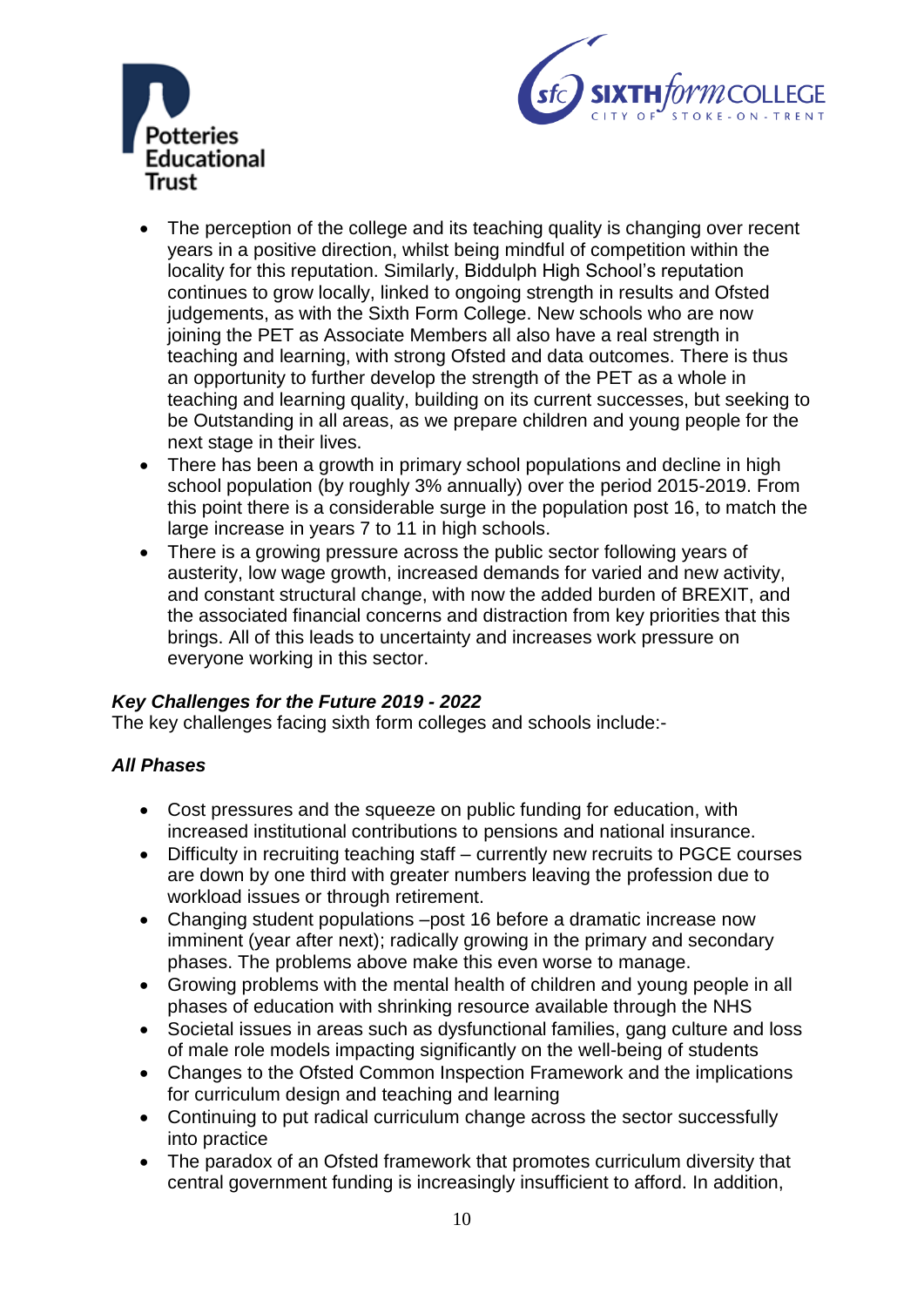- The perception of the college and its teaching quality is changing over recent years in a positive direction, whilst being mindful of competition within the locality for this reputation. Similarly, Biddulph High School's reputation continues to grow locally, linked to ongoing strength in results and Ofsted judgements, as with the Sixth Form College. New schools who are now joining the PET as Associate Members all also have a real strength in teaching and learning, with strong Ofsted and data outcomes. There is thus an opportunity to further develop the strength of the PET as a whole in teaching and learning quality, building on its current successes, but seeking to be Outstanding in all areas, as we prepare children and young people for the next stage in their lives.
- There has been a growth in primary school populations and decline in high school population (by roughly 3% annually) over the period 2015-2019. From this point there is a considerable surge in the population post 16, to match the large increase in years 7 to 11 in high schools.
- There is a growing pressure across the public sector following years of austerity, low wage growth, increased demands for varied and new activity, and constant structural change, with now the added burden of BREXIT, and the associated financial concerns and distraction from key priorities that this brings. All of this leads to uncertainty and increases work pressure on everyone working in this sector.

***Key Challenges for the Future 2019 - 2022***

The key challenges facing sixth form colleges and schools include:-

***All Phases***

- Cost pressures and the squeeze on public funding for education, with increased institutional contributions to pensions and national insurance.
- Difficulty in recruiting teaching staff – currently new recruits to PGCE courses are down by one third with greater numbers leaving the profession due to workload issues or through retirement.
- Changing student populations –post 16 before a dramatic increase now imminent (year after next); radically growing in the primary and secondary phases. The problems above make this even worse to manage.
- Growing problems with the mental health of children and young people in all phases of education with shrinking resource available through the NHS
- Societal issues in areas such as dysfunctional families, gang culture and loss of male role models impacting significantly on the well-being of students
- Changes to the Ofsted Common Inspection Framework and the implications for curriculum design and teaching and learning
- Continuing to put radical curriculum change across the sector successfully into practice
- The paradox of an Ofsted framework that promotes curriculum diversity that central government funding is increasingly insufficient to afford. In addition,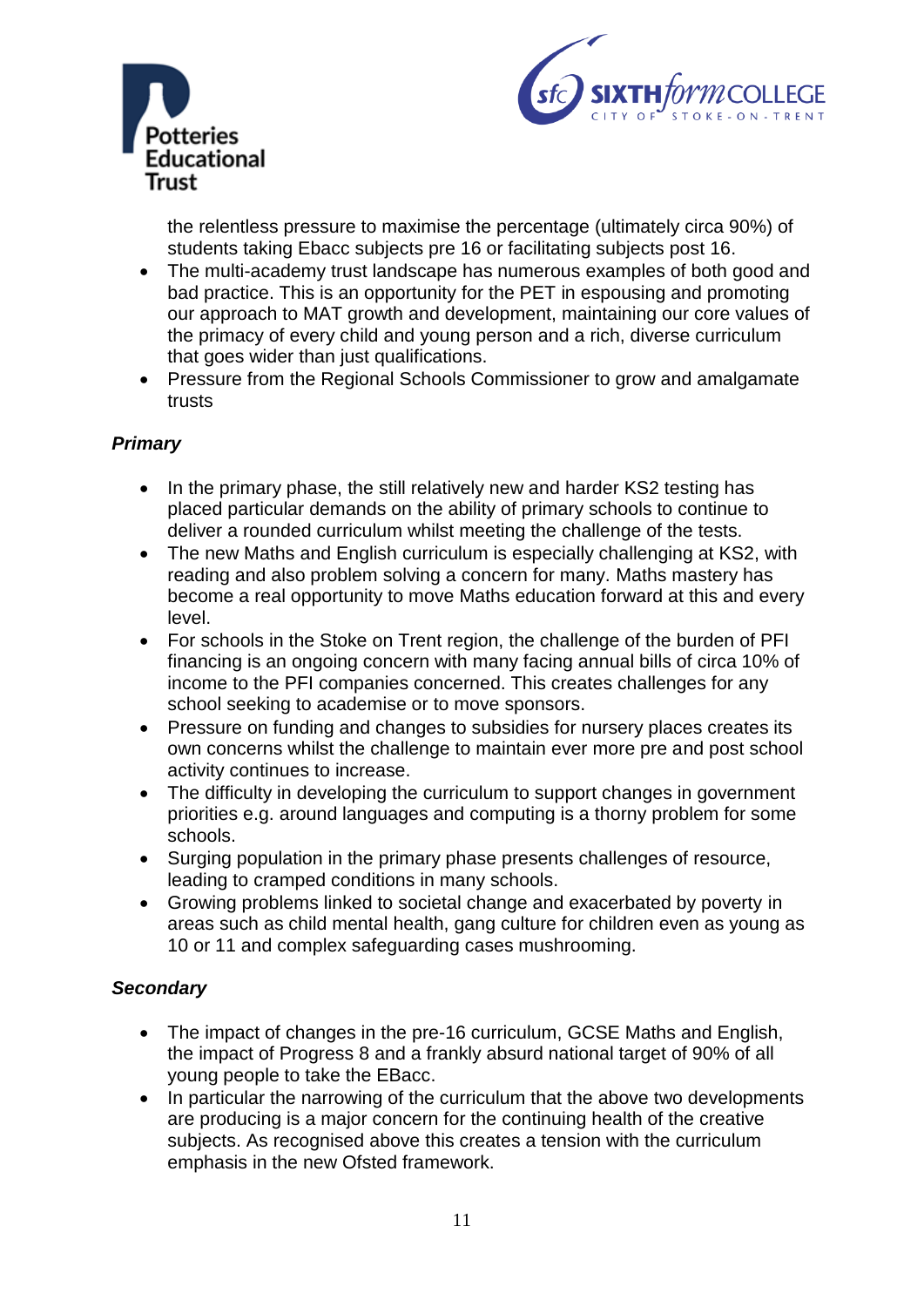the relentless pressure to maximise the percentage (ultimately circa 90%) of students taking Ebacc subjects pre 16 or facilitating subjects post 16.

- The multi-academy trust landscape has numerous examples of both good and bad practice. This is an opportunity for the PET in espousing and promoting our approach to MAT growth and development, maintaining our core values of the primacy of every child and young person and a rich, diverse curriculum that goes wider than just qualifications.
- Pressure from the Regional Schools Commissioner to grow and amalgamate trusts

### *Primary*

- In the primary phase, the still relatively new and harder KS2 testing has placed particular demands on the ability of primary schools to continue to deliver a rounded curriculum whilst meeting the challenge of the tests.
- The new Maths and English curriculum is especially challenging at KS2, with reading and also problem solving a concern for many. Maths mastery has become a real opportunity to move Maths education forward at this and every level.
- For schools in the Stoke on Trent region, the challenge of the burden of PFI financing is an ongoing concern with many facing annual bills of circa 10% of income to the PFI companies concerned. This creates challenges for any school seeking to academise or to move sponsors.
- Pressure on funding and changes to subsidies for nursery places creates its own concerns whilst the challenge to maintain ever more pre and post school activity continues to increase.
- The difficulty in developing the curriculum to support changes in government priorities e.g. around languages and computing is a thorny problem for some schools.
- Surging population in the primary phase presents challenges of resource, leading to cramped conditions in many schools.
- Growing problems linked to societal change and exacerbated by poverty in areas such as child mental health, gang culture for children even as young as 10 or 11 and complex safeguarding cases mushrooming.

### *Secondary*

- The impact of changes in the pre-16 curriculum, GCSE Maths and English, the impact of Progress 8 and a frankly absurd national target of 90% of all young people to take the EBacc.
- In particular the narrowing of the curriculum that the above two developments are producing is a major concern for the continuing health of the creative subjects. As recognised above this creates a tension with the curriculum emphasis in the new Ofsted framework.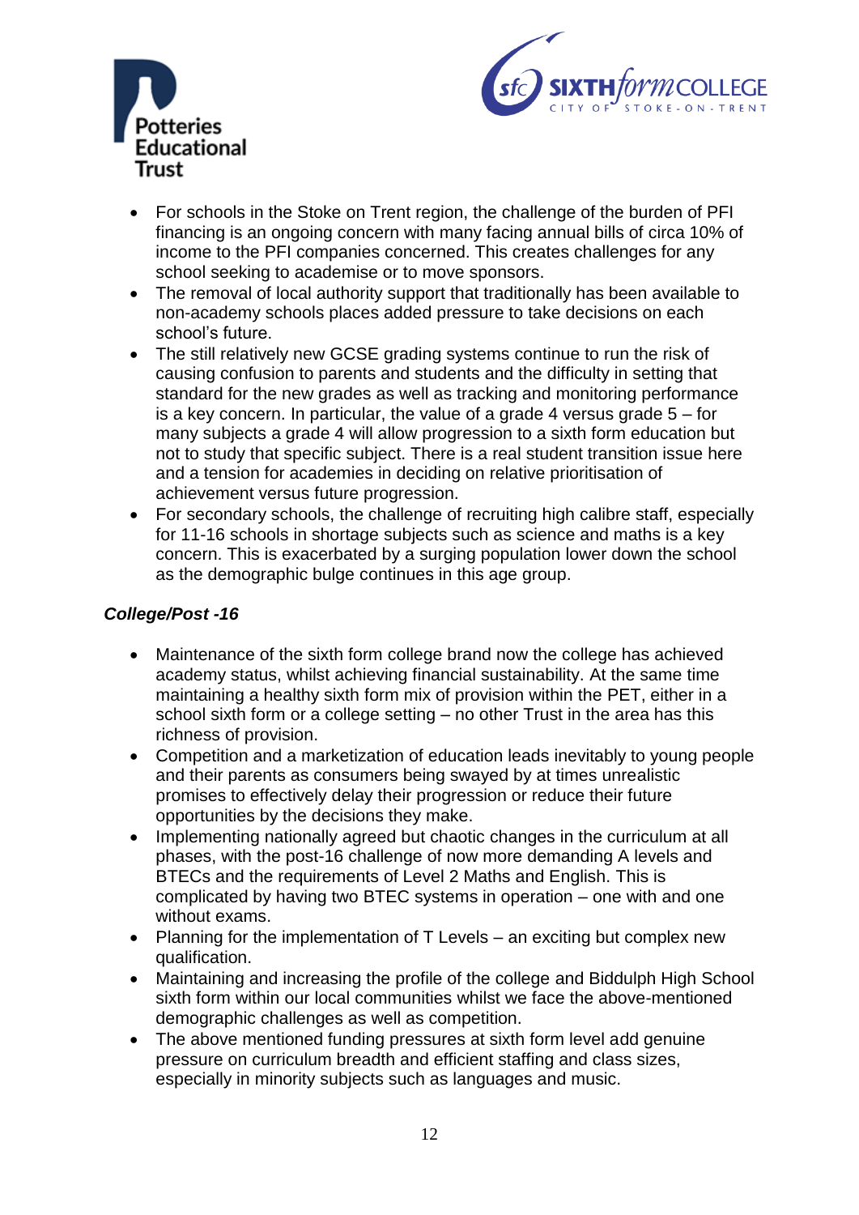- For schools in the Stoke on Trent region, the challenge of the burden of PFI financing is an ongoing concern with many facing annual bills of circa 10% of income to the PFI companies concerned. This creates challenges for any school seeking to academise or to move sponsors.
- The removal of local authority support that traditionally has been available to non-academy schools places added pressure to take decisions on each school's future.
- The still relatively new GCSE grading systems continue to run the risk of causing confusion to parents and students and the difficulty in setting that standard for the new grades as well as tracking and monitoring performance is a key concern. In particular, the value of a grade 4 versus grade 5 – for many subjects a grade 4 will allow progression to a sixth form education but not to study that specific subject. There is a real student transition issue here and a tension for academies in deciding on relative prioritisation of achievement versus future progression.
- For secondary schools, the challenge of recruiting high calibre staff, especially for 11-16 schools in shortage subjects such as science and maths is a key concern. This is exacerbated by a surging population lower down the school as the demographic bulge continues in this age group.

***College/Post -16***

- Maintenance of the sixth form college brand now the college has achieved academy status, whilst achieving financial sustainability. At the same time maintaining a healthy sixth form mix of provision within the PET, either in a school sixth form or a college setting – no other Trust in the area has this richness of provision.
- Competition and a marketization of education leads inevitably to young people and their parents as consumers being swayed by at times unrealistic promises to effectively delay their progression or reduce their future opportunities by the decisions they make.
- Implementing nationally agreed but chaotic changes in the curriculum at all phases, with the post-16 challenge of now more demanding A levels and BTECs and the requirements of Level 2 Maths and English. This is complicated by having two BTEC systems in operation – one with and one without exams.
- Planning for the implementation of T Levels – an exciting but complex new qualification.
- Maintaining and increasing the profile of the college and Biddulph High School sixth form within our local communities whilst we face the above-mentioned demographic challenges as well as competition.
- The above mentioned funding pressures at sixth form level add genuine pressure on curriculum breadth and efficient staffing and class sizes, especially in minority subjects such as languages and music.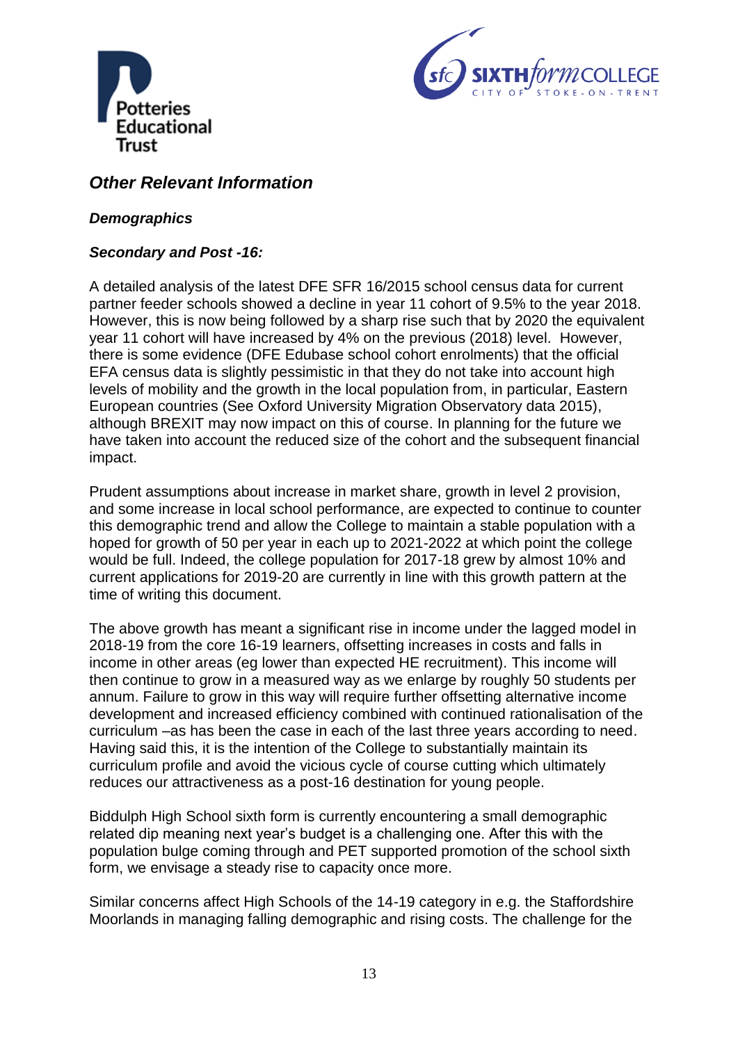## *Other Relevant Information*

### *Demographics*

#### *Secondary and Post -16:*

A detailed analysis of the latest DFE SFR 16/2015 school census data for current partner feeder schools showed a decline in year 11 cohort of 9.5% to the year 2018. However, this is now being followed by a sharp rise such that by 2020 the equivalent year 11 cohort will have increased by 4% on the previous (2018) level. However, there is some evidence (DFE Edubase school cohort enrolments) that the official EFA census data is slightly pessimistic in that they do not take into account high levels of mobility and the growth in the local population from, in particular, Eastern European countries (See Oxford University Migration Observatory data 2015), although BREXIT may now impact on this of course. In planning for the future we have taken into account the reduced size of the cohort and the subsequent financial impact.

Prudent assumptions about increase in market share, growth in level 2 provision, and some increase in local school performance, are expected to continue to counter this demographic trend and allow the College to maintain a stable population with a hoped for growth of 50 per year in each up to 2021-2022 at which point the college would be full. Indeed, the college population for 2017-18 grew by almost 10% and current applications for 2019-20 are currently in line with this growth pattern at the time of writing this document.

The above growth has meant a significant rise in income under the lagged model in 2018-19 from the core 16-19 learners, offsetting increases in costs and falls in income in other areas (eg lower than expected HE recruitment). This income will then continue to grow in a measured way as we enlarge by roughly 50 students per annum. Failure to grow in this way will require further offsetting alternative income development and increased efficiency combined with continued rationalisation of the curriculum –as has been the case in each of the last three years according to need. Having said this, it is the intention of the College to substantially maintain its curriculum profile and avoid the vicious cycle of course cutting which ultimately reduces our attractiveness as a post-16 destination for young people.

Biddulph High School sixth form is currently encountering a small demographic related dip meaning next year's budget is a challenging one. After this with the population bulge coming through and PET supported promotion of the school sixth form, we envisage a steady rise to capacity once more.

Similar concerns affect High Schools of the 14-19 category in e.g. the Staffordshire Moorlands in managing falling demographic and rising costs. The challenge for the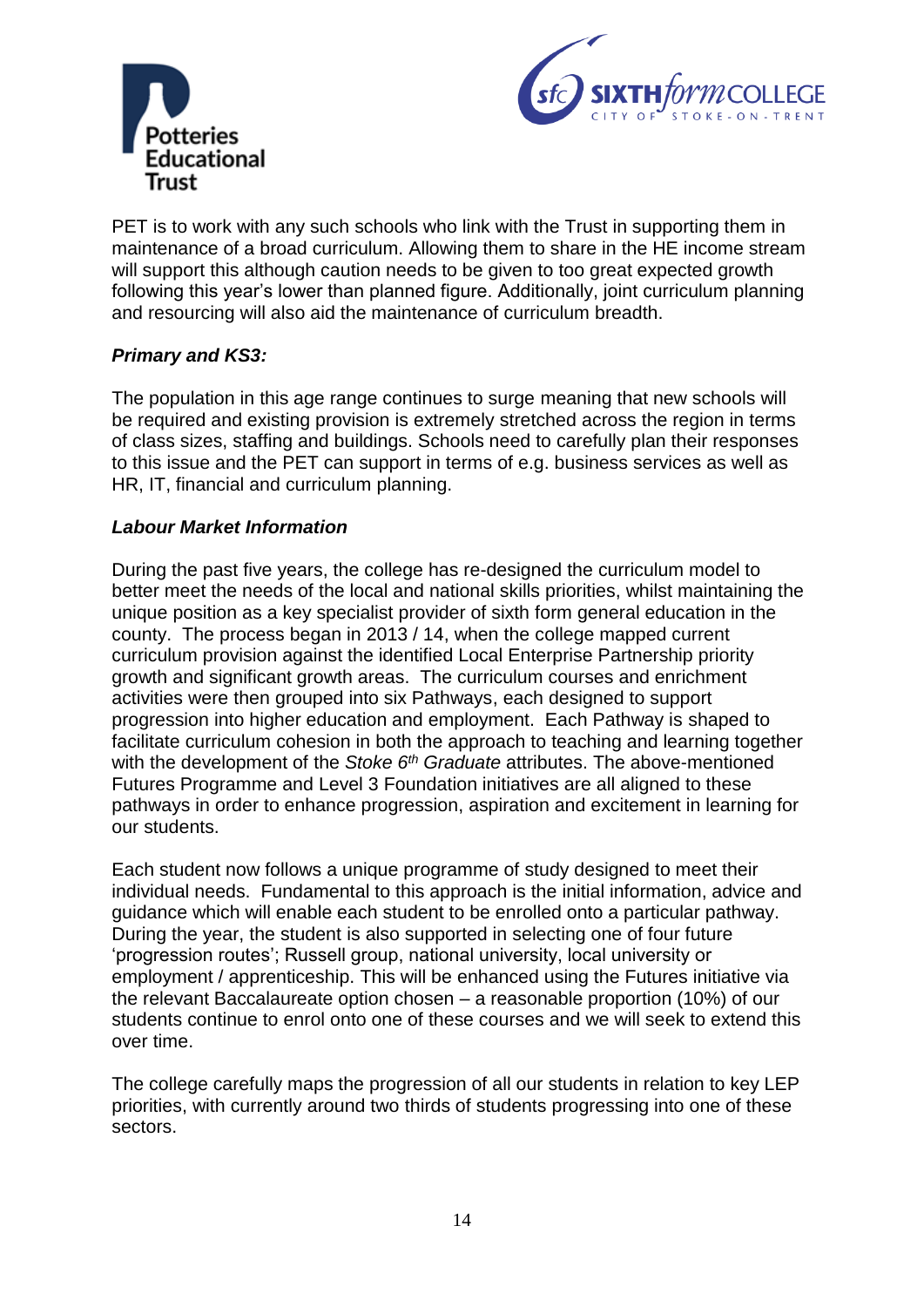PET is to work with any such schools who link with the Trust in supporting them in maintenance of a broad curriculum. Allowing them to share in the HE income stream will support this although caution needs to be given to too great expected growth following this year's lower than planned figure. Additionally, joint curriculum planning and resourcing will also aid the maintenance of curriculum breadth.

***Primary and KS3:***

The population in this age range continues to surge meaning that new schools will be required and existing provision is extremely stretched across the region in terms of class sizes, staffing and buildings. Schools need to carefully plan their responses to this issue and the PET can support in terms of e.g. business services as well as HR, IT, financial and curriculum planning.

***Labour Market Information***

During the past five years, the college has re-designed the curriculum model to better meet the needs of the local and national skills priorities, whilst maintaining the unique position as a key specialist provider of sixth form general education in the county. The process began in 2013 / 14, when the college mapped current curriculum provision against the identified Local Enterprise Partnership priority growth and significant growth areas. The curriculum courses and enrichment activities were then grouped into six Pathways, each designed to support progression into higher education and employment. Each Pathway is shaped to facilitate curriculum cohesion in both the approach to teaching and learning together with the development of the *Stoke 6th Graduate* attributes. The above-mentioned Futures Programme and Level 3 Foundation initiatives are all aligned to these pathways in order to enhance progression, aspiration and excitement in learning for our students.

Each student now follows a unique programme of study designed to meet their individual needs. Fundamental to this approach is the initial information, advice and guidance which will enable each student to be enrolled onto a particular pathway. During the year, the student is also supported in selecting one of four future 'progression routes'; Russell group, national university, local university or employment / apprenticeship. This will be enhanced using the Futures initiative via the relevant Baccalaureate option chosen – a reasonable proportion (10%) of our students continue to enrol onto one of these courses and we will seek to extend this over time.

The college carefully maps the progression of all our students in relation to key LEP priorities, with currently around two thirds of students progressing into one of these sectors.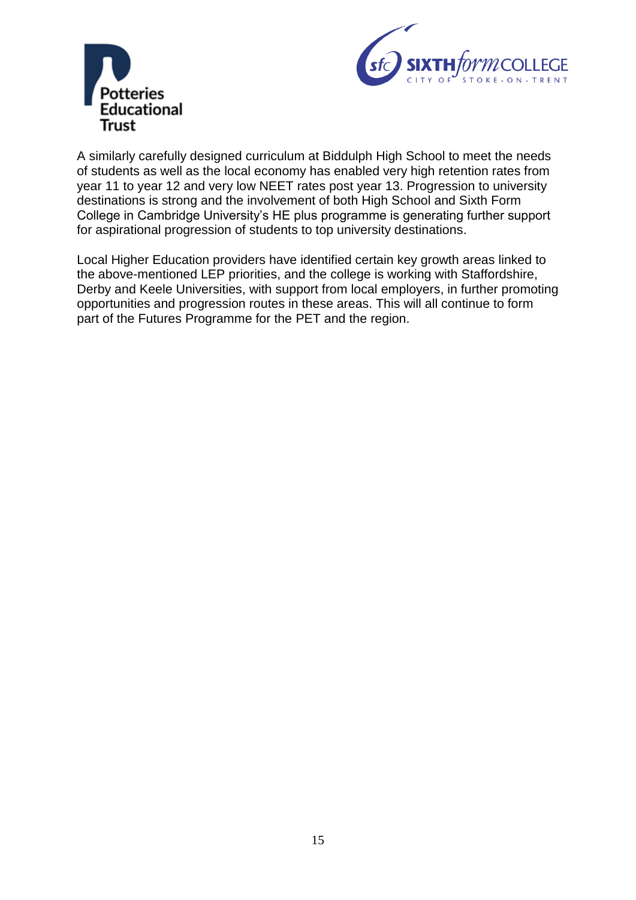A similarly carefully designed curriculum at Biddulph High School to meet the needs of students as well as the local economy has enabled very high retention rates from year 11 to year 12 and very low NEET rates post year 13. Progression to university destinations is strong and the involvement of both High School and Sixth Form College in Cambridge University's HE plus programme is generating further support for aspirational progression of students to top university destinations.

Local Higher Education providers have identified certain key growth areas linked to the above-mentioned LEP priorities, and the college is working with Staffordshire, Derby and Keele Universities, with support from local employers, in further promoting opportunities and progression routes in these areas. This will all continue to form part of the Futures Programme for the PET and the region.